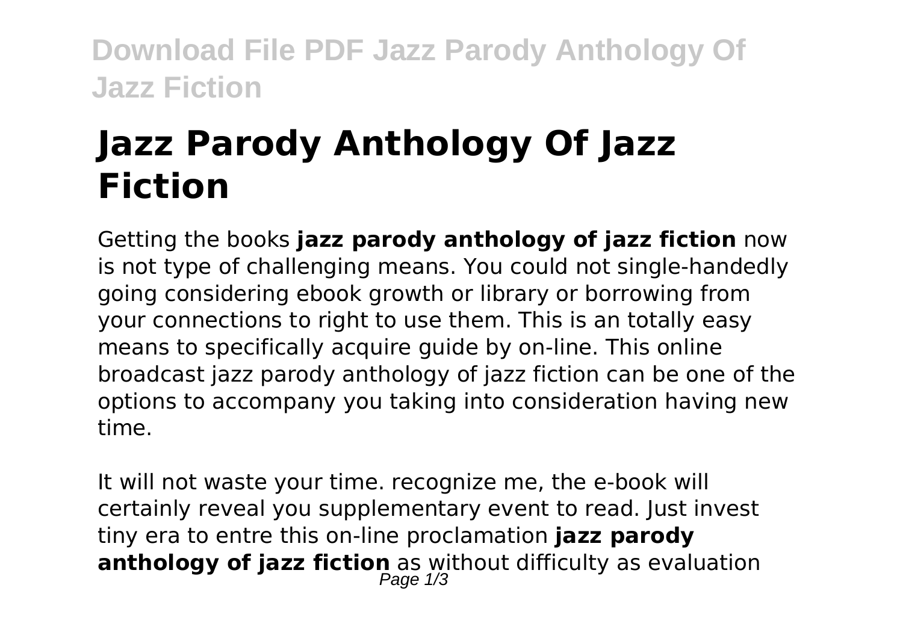# Jazz Parody Anthology Of Jazz Fiction

Getting the books **jazz parody anthology of jazz fiction** now is not type of challenging means. You could not single-handedly going considering ebook growth or library or borrowing from your connections to right to use them. This is an totally easy means to specifically acquire guide by on-line. This online broadcast jazz parody anthology of jazz fiction can be one of the options to accompany you taking into consideration having new time.

It will not waste your time. recognize me, the e-book will certainly reveal you supplementary event to read. Just invest tiny era to entre this on-line proclamation **jazz parody anthology of jazz fiction** as without difficulty as evaluation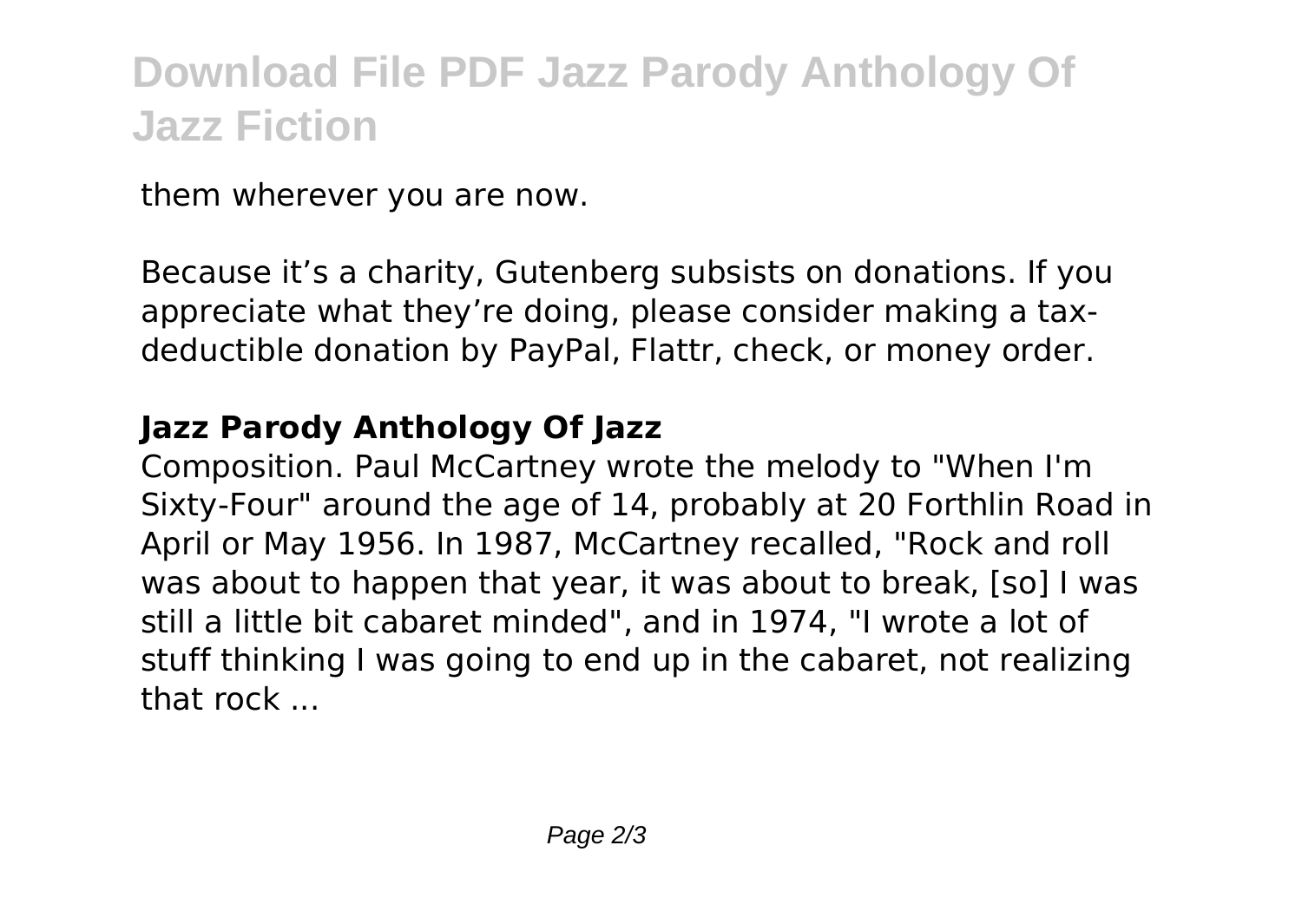them wherever you are now.

Because it’s a charity, Gutenberg subsists on donations. If you appreciate what they’re doing, please consider making a tax-deductible donation by PayPal, Flattr, check, or money order.

### Jazz Parody Anthology Of Jazz

Composition. Paul McCartney wrote the melody to "When I'm Sixty-Four" around the age of 14, probably at 20 Forthlin Road in April or May 1956. In 1987, McCartney recalled, "Rock and roll was about to happen that year, it was about to break, [so] I was still a little bit cabaret minded", and in 1974, "I wrote a lot of stuff thinking I was going to end up in the cabaret, not realizing that rock ...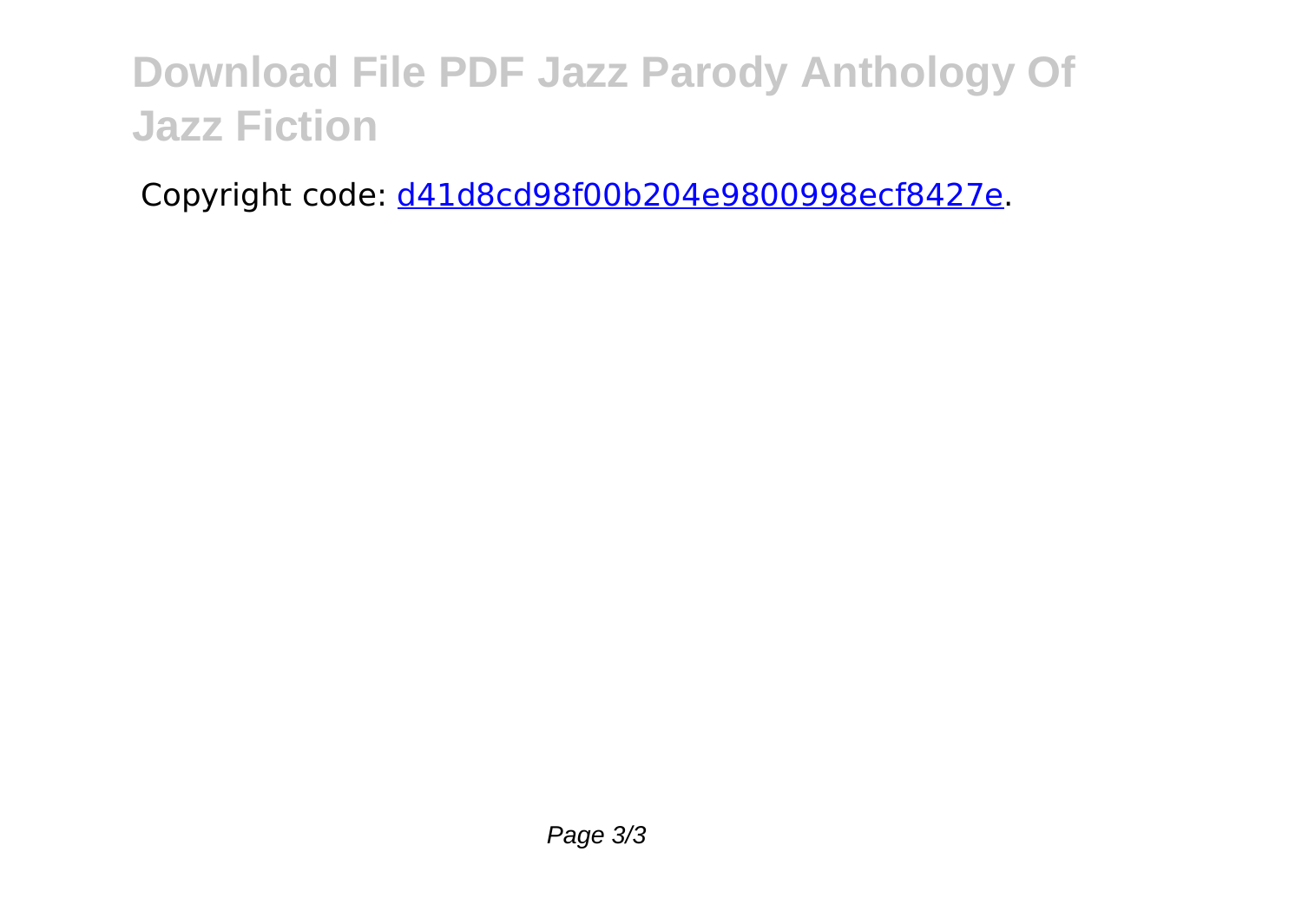Copyright code: d41d8cd98f00b204e9800998ecf8427e.